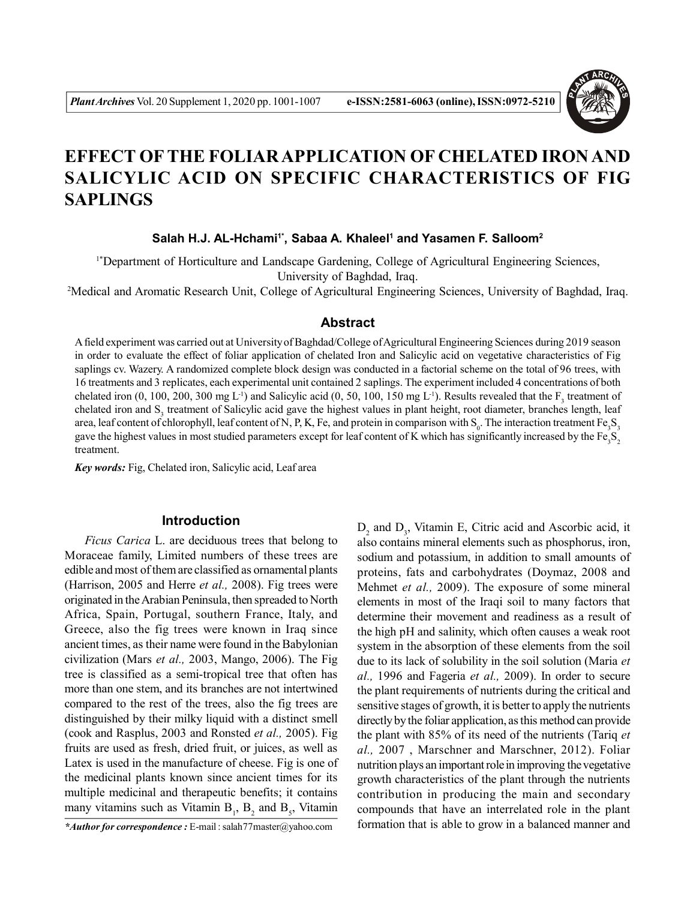# EFFECT OF THE FOLIAR APPLICATION OF CHELATED IRON AND SALICYLIC ACID ON SPECIFIC CHARACTERISTICS OF FIG SAPLINGS

**Salah H.J. AL-Hchami[1*], Sabaa A. Khaleel[1] and Yasamen F. Salloom[2]**

[1*]Department of Horticulture and Landscape Gardening, College of Agricultural Engineering Sciences, University of Baghdad, Iraq.

[2]Medical and Aromatic Research Unit, College of Agricultural Engineering Sciences, University of Baghdad, Iraq.

## Abstract

A field experiment was carried out at University of Baghdad/College of Agricultural Engineering Sciences during 2019 season in order to evaluate the effect of foliar application of chelated Iron and Salicylic acid on vegetative characteristics of Fig saplings cv. Wazery. A randomized complete block design was conducted in a factorial scheme on the total of 96 trees, with 16 treatments and 3 replicates, each experimental unit contained 2 saplings. The experiment included 4 concentrations of both chelated iron (0, 100, 200, 300 mg $L^{-1}$) and Salicylic acid (0, 50, 100, 150 mg $L^{-1}$). Results revealed that the $F_3$ treatment of chelated iron and $S_3$ treatment of Salicylic acid gave the highest values in plant height, root diameter, branches length, leaf area, leaf content of chlorophyll, leaf content of N, P, K, Fe, and protein in comparison with $S_0$. The interaction treatment $Fe_3S_3$ gave the highest values in most studied parameters except for leaf content of K which has significantly increased by the $Fe_3S_2$ treatment.

***Key words:*** Fig, Chelated iron, Salicylic acid, Leaf area

## Introduction

*Ficus Carica* L. are deciduous trees that belong to Moraceae family, Limited numbers of these trees are edible and most of them are classified as ornamental plants (Harrison, 2005 and Herre *et al.,* 2008). Fig trees were originated in the Arabian Peninsula, then spreaded to North Africa, Spain, Portugal, southern France, Italy, and Greece, also the fig trees were known in Iraq since ancient times, as their name were found in the Babylonian civilization (Mars *et al.,* 2003, Mango, 2006). The Fig tree is classified as a semi-tropical tree that often has more than one stem, and its branches are not intertwined compared to the rest of the trees, also the fig trees are distinguished by their milky liquid with a distinct smell (cook and Rasplus, 2003 and Ronsted *et al.,* 2005). Fig fruits are used as fresh, dried fruit, or juices, as well as Latex is used in the manufacture of cheese. Fig is one of the medicinal plants known since ancient times for its multiple medicinal and therapeutic benefits; it contains many vitamins such as Vitamin $B_1$, $B_2$ and $B_5$, Vitamin $D_2$ and $D_3$, Vitamin E, Citric acid and Ascorbic acid, it also contains mineral elements such as phosphorus, iron, sodium and potassium, in addition to small amounts of proteins, fats and carbohydrates (Doymaz, 2008 and Mehmet *et al.,* 2009). The exposure of some mineral elements in most of the Iraqi soil to many factors that determine their movement and readiness as a result of the high pH and salinity, which often causes a weak root system in the absorption of these elements from the soil due to its lack of solubility in the soil solution (Maria *et al.,* 1996 and Fageria *et al.,* 2009). In order to secure the plant requirements of nutrients during the critical and sensitive stages of growth, it is better to apply the nutrients directly by the foliar application, as this method can provide the plant with 85% of its need of the nutrients (Tariq *et al.,* 2007 , Marschner and Marschner, 2012). Foliar nutrition plays an important role in improving the vegetative growth characteristics of the plant through the nutrients contribution in producing the main and secondary compounds that have an interrelated role in the plant formation that is able to grow in a balanced manner and

**\*Author for correspondence :** E-mail : salah77master@yahoo.com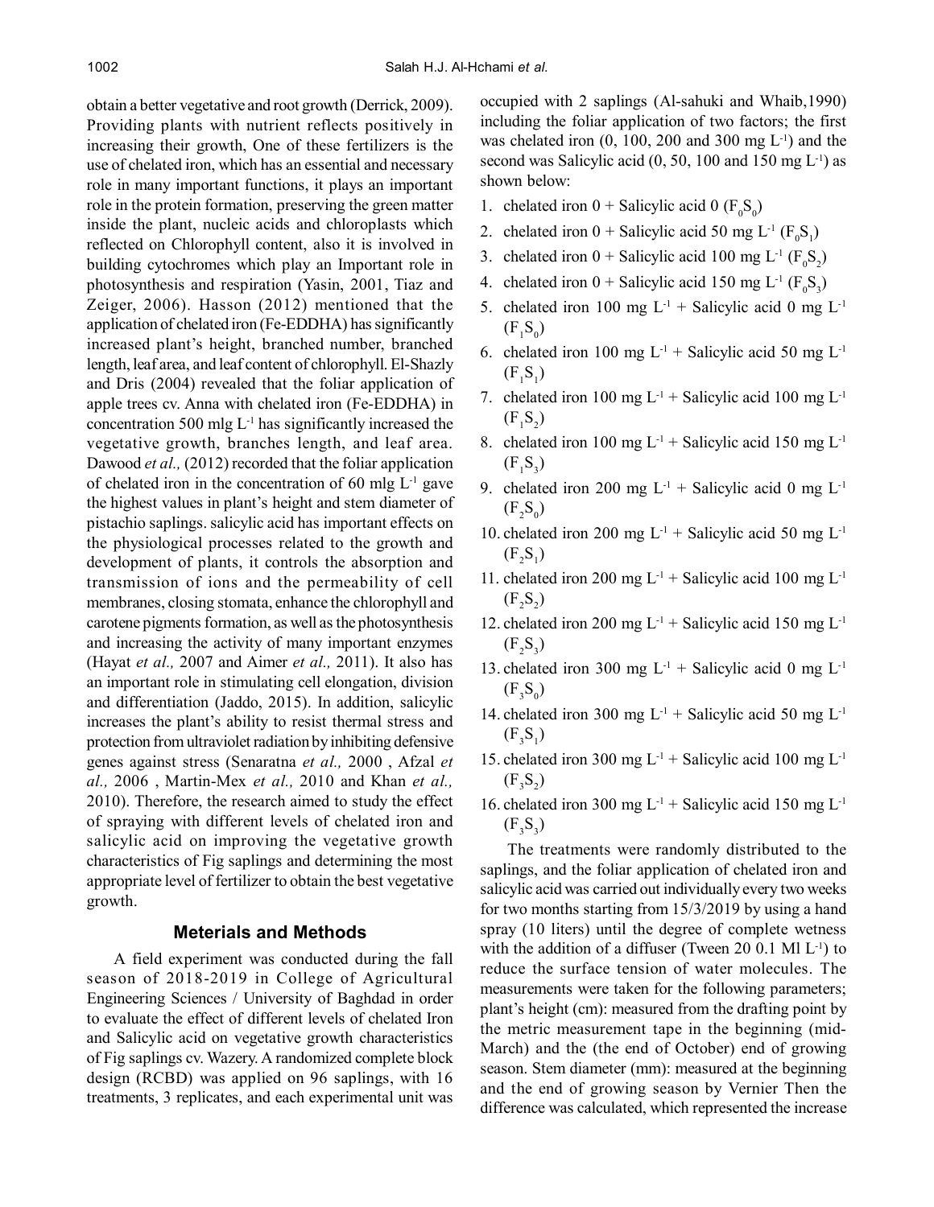obtain a better vegetative and root growth (Derrick, 2009). Providing plants with nutrient reflects positively in increasing their growth, One of these fertilizers is the use of chelated iron, which has an essential and necessary role in many important functions, it plays an important role in the protein formation, preserving the green matter inside the plant, nucleic acids and chloroplasts which reflected on Chlorophyll content, also it is involved in building cytochromes which play an Important role in photosynthesis and respiration (Yasin, 2001, Tiaz and Zeiger, 2006). Hasson (2012) mentioned that the application of chelated iron (Fe-EDDHA) has significantly increased plant's height, branched number, branched length, leaf area, and leaf content of chlorophyll. El-Shazly and Dris (2004) revealed that the foliar application of apple trees cv. Anna with chelated iron (Fe-EDDHA) in concentration 500 mlg $L^{-1}$ has significantly increased the vegetative growth, branches length, and leaf area. Dawood *et al.,* (2012) recorded that the foliar application of chelated iron in the concentration of 60 mlg $L^{-1}$ gave the highest values in plant's height and stem diameter of pistachio saplings. salicylic acid has important effects on the physiological processes related to the growth and development of plants, it controls the absorption and transmission of ions and the permeability of cell membranes, closing stomata, enhance the chlorophyll and carotene pigments formation, as well as the photosynthesis and increasing the activity of many important enzymes (Hayat *et al.,* 2007 and Aimer *et al.,* 2011). It also has an important role in stimulating cell elongation, division and differentiation (Jaddo, 2015). In addition, salicylic increases the plant's ability to resist thermal stress and protection from ultraviolet radiation by inhibiting defensive genes against stress (Senaratna *et al.,* 2000 , Afzal *et al.,* 2006 , Martin-Mex *et al.,* 2010 and Khan *et al.,* 2010). Therefore, the research aimed to study the effect of spraying with different levels of chelated iron and salicylic acid on improving the vegetative growth characteristics of Fig saplings and determining the most appropriate level of fertilizer to obtain the best vegetative growth.

## Meterials and Methods

A field experiment was conducted during the fall season of 2018-2019 in College of Agricultural Engineering Sciences / University of Baghdad in order to evaluate the effect of different levels of chelated Iron and Salicylic acid on vegetative growth characteristics of Fig saplings cv. Wazery. A randomized complete block design (RCBD) was applied on 96 saplings, with 16 treatments, 3 replicates, and each experimental unit was occupied with 2 saplings (Al-sahuki and Whaib,1990) including the foliar application of two factors; the first was chelated iron (0, 100, 200 and 300 mg $L^{-1}$) and the second was Salicylic acid (0, 50, 100 and 150 mg $L^{-1}$) as shown below:

1. chelated iron 0 + Salicylic acid 0 ($F_0S_0$)
2. chelated iron 0 + Salicylic acid 50 mg $L^{-1}$ ($F_0S_1$)
3. chelated iron 0 + Salicylic acid 100 mg $L^{-1}$ ($F_0S_2$)
4. chelated iron 0 + Salicylic acid 150 mg $L^{-1}$ ($F_0S_3$)
5. chelated iron 100 mg $L^{-1}$ + Salicylic acid 0 mg $L^{-1}$ ($F_1S_0$)
6. chelated iron 100 mg $L^{-1}$ + Salicylic acid 50 mg $L^{-1}$ ($F_1S_1$)
7. chelated iron 100 mg $L^{-1}$ + Salicylic acid 100 mg $L^{-1}$ ($F_1S_2$)
8. chelated iron 100 mg $L^{-1}$ + Salicylic acid 150 mg $L^{-1}$ ($F_1S_3$)
9. chelated iron 200 mg $L^{-1}$ + Salicylic acid 0 mg $L^{-1}$ ($F_2S_0$)
10. chelated iron 200 mg $L^{-1}$ + Salicylic acid 50 mg $L^{-1}$ ($F_2S_1$)
11. chelated iron 200 mg $L^{-1}$ + Salicylic acid 100 mg $L^{-1}$ ($F_2S_2$)
12. chelated iron 200 mg $L^{-1}$ + Salicylic acid 150 mg $L^{-1}$ ($F_2S_3$)
13. chelated iron 300 mg $L^{-1}$ + Salicylic acid 0 mg $L^{-1}$ ($F_3S_0$)
14. chelated iron 300 mg $L^{-1}$ + Salicylic acid 50 mg $L^{-1}$ ($F_3S_1$)
15. chelated iron 300 mg $L^{-1}$ + Salicylic acid 100 mg $L^{-1}$ ($F_3S_2$)
16. chelated iron 300 mg $L^{-1}$ + Salicylic acid 150 mg $L^{-1}$ ($F_3S_3$)

The treatments were randomly distributed to the saplings, and the foliar application of chelated iron and salicylic acid was carried out individually every two weeks for two months starting from 15/3/2019 by using a hand spray (10 liters) until the degree of complete wetness with the addition of a diffuser (Tween 20 0.1 Ml $L^{-1}$) to reduce the surface tension of water molecules. The measurements were taken for the following parameters; plant's height (cm): measured from the drafting point by the metric measurement tape in the beginning (mid-March) and the (the end of October) end of growing season. Stem diameter (mm): measured at the beginning and the end of growing season by Vernier Then the difference was calculated, which represented the increase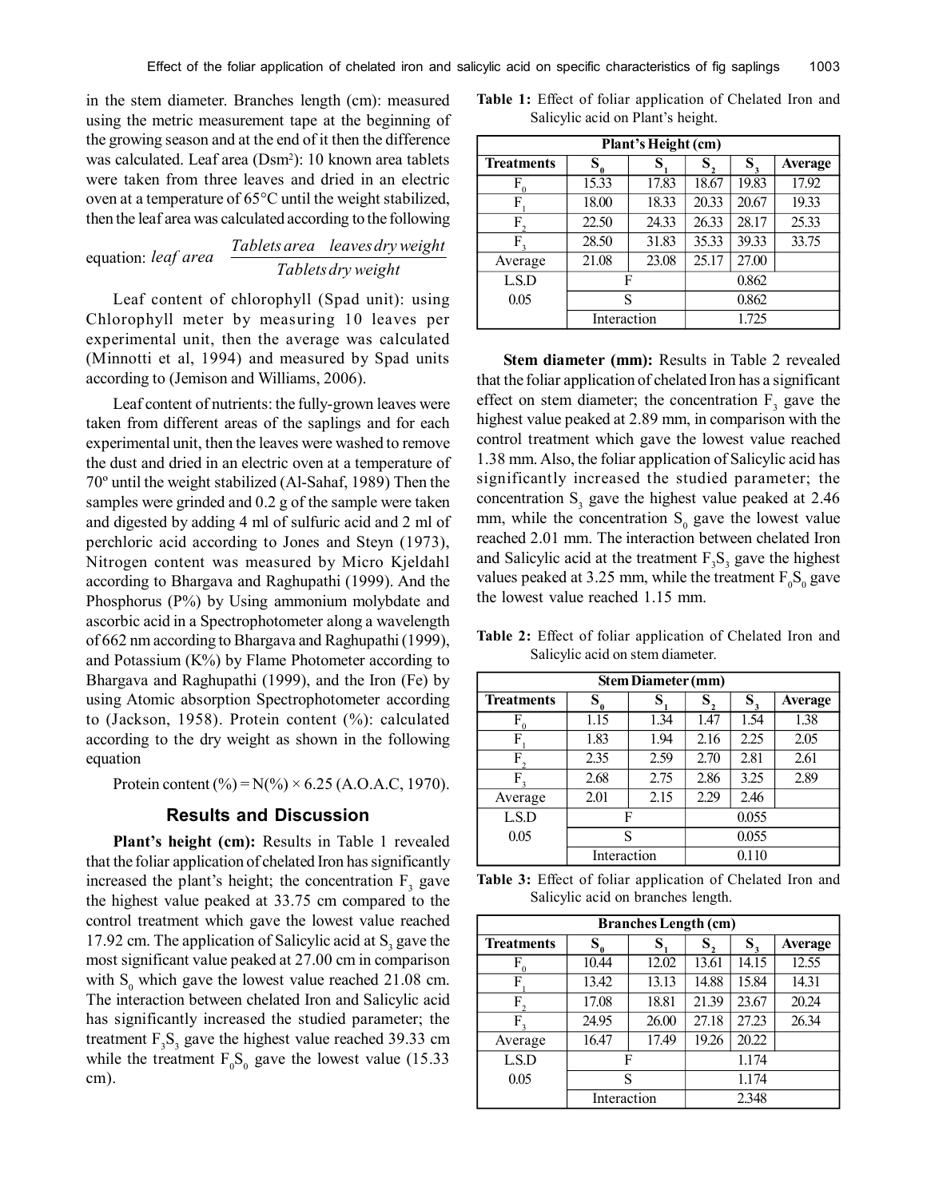in the stem diameter. Branches length (cm): measured using the metric measurement tape at the beginning of the growing season and at the end of it then the difference was calculated. Leaf area (Dsm[2]): 10 known area tablets were taken from three leaves and dried in an electric oven at a temperature of 65°C until the weight stabilized, then the leaf area was calculated according to the following equation:

$$leaf\ area = \frac{Tablets\ area \quad leaves\ dry\ weight}{Tablets\ dry\ weight}$$

Leaf content of chlorophyll (Spad unit): using Chlorophyll meter by measuring 10 leaves per experimental unit, then the average was calculated (Minnotti et al, 1994) and measured by Spad units according to (Jemison and Williams, 2006).

Leaf content of nutrients: the fully-grown leaves were taken from different areas of the saplings and for each experimental unit, then the leaves were washed to remove the dust and dried in an electric oven at a temperature of 70º until the weight stabilized (Al-Sahaf, 1989) Then the samples were grinded and 0.2 g of the sample were taken and digested by adding 4 ml of sulfuric acid and 2 ml of perchloric acid according to Jones and Steyn (1973), Nitrogen content was measured by Micro Kjeldahl according to Bhargava and Raghupathi (1999). And the Phosphorus (P%) by Using ammonium molybdate and ascorbic acid in a Spectrophotometer along a wavelength of 662 nm according to Bhargava and Raghupathi (1999), and Potassium (K%) by Flame Photometer according to Bhargava and Raghupathi (1999), and the Iron (Fe) by using Atomic absorption Spectrophotometer according to (Jackson, 1958). Protein content (%): calculated according to the dry weight as shown in the following equation

Protein content (%) = N(%) × 6.25 (A.O.A.C, 1970).

## Results and Discussion

**Plant's height (cm):** Results in Table 1 revealed that the foliar application of chelated Iron has significantly increased the plant's height; the concentration $F_3$ gave the highest value peaked at 33.75 cm compared to the control treatment which gave the lowest value reached 17.92 cm. The application of Salicylic acid at $S_3$ gave the most significant value peaked at 27.00 cm in comparison with $S_0$ which gave the lowest value reached 21.08 cm. The interaction between chelated Iron and Salicylic acid has significantly increased the studied parameter; the treatment $F_3S_3$ gave the highest value reached 39.33 cm while the treatment $F_0S_0$ gave the lowest value (15.33 cm).

**Table 1:** Effect of foliar application of Chelated Iron and Salicylic acid on Plant's height.

| Plant's Height (cm) | | | | | |
|---|---|---|---|---|---|
| **Treatments** | $S_0$ | $S_1$ | $S_2$ | $S_3$ | **Average** |
| $F_0$ | 15.33 | 17.83 | 18.67 | 19.83 | 17.92 |
| $F_1$ | 18.00 | 18.33 | 20.33 | 20.67 | 19.33 |
| $F_2$ | 22.50 | 24.33 | 26.33 | 28.17 | 25.33 |
| $F_3$ | 28.50 | 31.83 | 35.33 | 39.33 | 33.75 |
| Average | 21.08 | 23.08 | 25.17 | 27.00 | |
| L.S.D 0.05 | F | | 0.862 | | |
| | S | | 0.862 | | |
| | Interaction | | 1.725 | | |

**Stem diameter (mm):** Results in Table 2 revealed that the foliar application of chelated Iron has a significant effect on stem diameter; the concentration $F_3$ gave the highest value peaked at 2.89 mm, in comparison with the control treatment which gave the lowest value reached 1.38 mm. Also, the foliar application of Salicylic acid has significantly increased the studied parameter; the concentration $S_3$ gave the highest value peaked at 2.46 mm, while the concentration $S_0$ gave the lowest value reached 2.01 mm. The interaction between chelated Iron and Salicylic acid at the treatment $F_3S_3$ gave the highest values peaked at 3.25 mm, while the treatment $F_0S_0$ gave the lowest value reached 1.15 mm.

**Table 2:** Effect of foliar application of Chelated Iron and Salicylic acid on stem diameter.

| Stem Diameter (mm) | | | | | |
|---|---|---|---|---|---|
| **Treatments** | $S_0$ | $S_1$ | $S_2$ | $S_3$ | **Average** |
| $F_0$ | 1.15 | 1.34 | 1.47 | 1.54 | 1.38 |
| $F_1$ | 1.83 | 1.94 | 2.16 | 2.25 | 2.05 |
| $F_2$ | 2.35 | 2.59 | 2.70 | 2.81 | 2.61 |
| $F_3$ | 2.68 | 2.75 | 2.86 | 3.25 | 2.89 |
| Average | 2.01 | 2.15 | 2.29 | 2.46 | |
| L.S.D 0.05 | F | | 0.055 | | |
| | S | | 0.055 | | |
| | Interaction | | 0.110 | | |

**Table 3:** Effect of foliar application of Chelated Iron and Salicylic acid on branches length.

| Branches Length (cm) | | | | | |
|---|---|---|---|---|---|
| **Treatments** | $S_0$ | $S_1$ | $S_2$ | $S_3$ | **Average** |
| $F_0$ | 10.44 | 12.02 | 13.61 | 14.15 | 12.55 |
| $F_1$ | 13.42 | 13.13 | 14.88 | 15.84 | 14.31 |
| $F_2$ | 17.08 | 18.81 | 21.39 | 23.67 | 20.24 |
| $F_3$ | 24.95 | 26.00 | 27.18 | 27.23 | 26.34 |
| Average | 16.47 | 17.49 | 19.26 | 20.22 | |
| L.S.D 0.05 | F | | 1.174 | | |
| | S | | 1.174 | | |
| | Interaction | | 2.348 | | |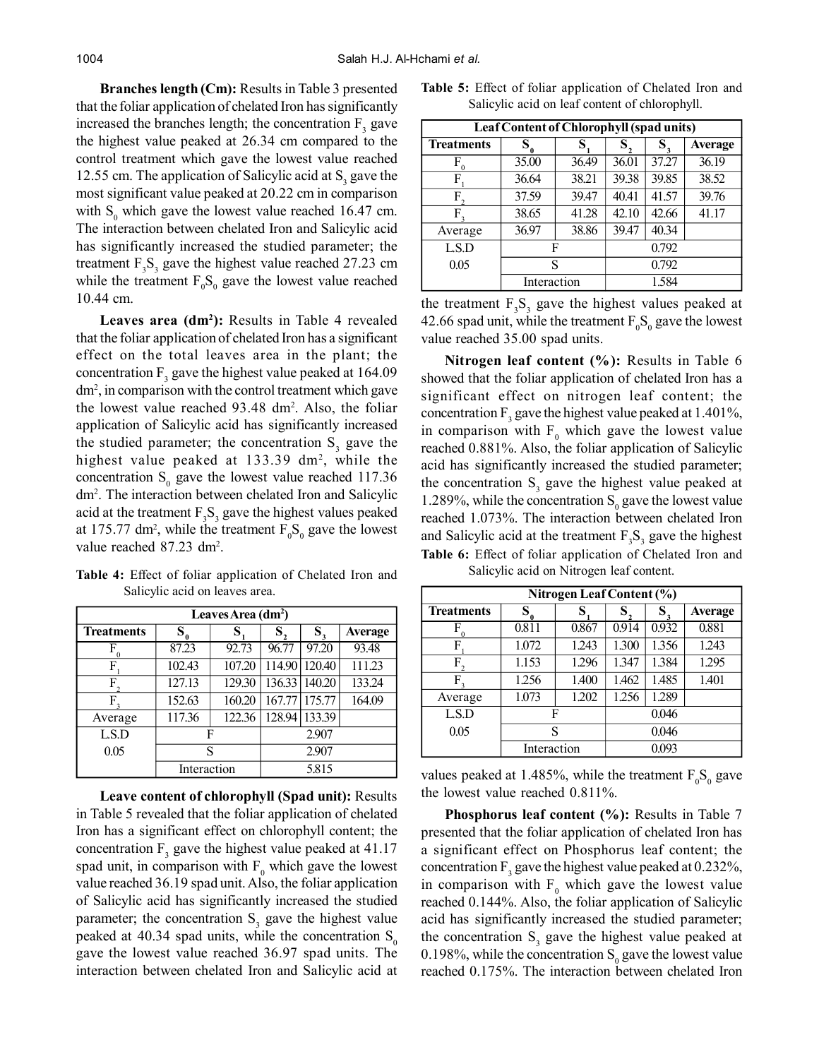**Branches length (Cm):** Results in Table 3 presented that the foliar application of chelated Iron has significantly increased the branches length; the concentration $F_3$ gave the highest value peaked at 26.34 cm compared to the control treatment which gave the lowest value reached 12.55 cm. The application of Salicylic acid at $S_3$ gave the most significant value peaked at 20.22 cm in comparison with $S_0$ which gave the lowest value reached 16.47 cm. The interaction between chelated Iron and Salicylic acid has significantly increased the studied parameter; the treatment $F_3S_3$ gave the highest value reached 27.23 cm while the treatment $F_0S_0$ gave the lowest value reached 10.44 cm.

**Leaves area ($dm^2$):** Results in Table 4 revealed that the foliar application of chelated Iron has a significant effect on the total leaves area in the plant; the concentration $F_3$ gave the highest value peaked at 164.09 $dm^2$, in comparison with the control treatment which gave the lowest value reached 93.48 $dm^2$. Also, the foliar application of Salicylic acid has significantly increased the studied parameter; the concentration $S_3$ gave the highest value peaked at 133.39 $dm^2$, while the concentration $S_0$ gave the lowest value reached 117.36 $dm^2$. The interaction between chelated Iron and Salicylic acid at the treatment $F_3S_3$ gave the highest values peaked at 175.77 $dm^2$, while the treatment $F_0S_0$ gave the lowest value reached 87.23 $dm^2$.

**Table 4:** Effect of foliar application of Chelated Iron and Salicylic acid on leaves area.

| Leaves Area ($dm^2$) | | | | | |
|---|---|---|---|---|---|
| Treatments | $S_0$ | $S_1$ | $S_2$ | $S_3$ | Average |
| $F_0$ | 87.23 | 92.73 | 96.77 | 97.20 | 93.48 |
| $F_1$ | 102.43 | 107.20 | 114.90 | 120.40 | 111.23 |
| $F_2$ | 127.13 | 129.30 | 136.33 | 140.20 | 133.24 |
| $F_3$ | 152.63 | 160.20 | 167.77 | 175.77 | 164.09 |
| Average | 117.36 | 122.36 | 128.94 | 133.39 | |
| L.S.D | F | | 2.907 | | |
| 0.05 | S | | 2.907 | | |
| | Interaction | | 5.815 | | |

**Leave content of chlorophyll (Spad unit):** Results in Table 5 revealed that the foliar application of chelated Iron has a significant effect on chlorophyll content; the concentration $F_3$ gave the highest value peaked at 41.17 spad unit, in comparison with $F_0$ which gave the lowest value reached 36.19 spad unit. Also, the foliar application of Salicylic acid has significantly increased the studied parameter; the concentration $S_3$ gave the highest value peaked at 40.34 spad units, while the concentration $S_0$ gave the lowest value reached 36.97 spad units. The interaction between chelated Iron and Salicylic acid at the treatment $F_3S_3$ gave the highest values peaked at 42.66 spad unit, while the treatment $F_0S_0$ gave the lowest value reached 35.00 spad units.

**Table 5:** Effect of foliar application of Chelated Iron and Salicylic acid on leaf content of chlorophyll.

| Leaf Content of Chlorophyll (spad units) | | | | | |
|---|---|---|---|---|---|
| Treatments | $S_0$ | $S_1$ | $S_2$ | $S_3$ | Average |
| $F_0$ | 35.00 | 36.49 | 36.01 | 37.27 | 36.19 |
| $F_1$ | 36.64 | 38.21 | 39.38 | 39.85 | 38.52 |
| $F_2$ | 37.59 | 39.47 | 40.41 | 41.57 | 39.76 |
| $F_3$ | 38.65 | 41.28 | 42.10 | 42.66 | 41.17 |
| Average | 36.97 | 38.86 | 39.47 | 40.34 | |
| L.S.D | F | | 0.792 | | |
| 0.05 | S | | 0.792 | | |
| | Interaction | | 1.584 | | |

**Nitrogen leaf content (%):** Results in Table 6 showed that the foliar application of chelated Iron has a significant effect on nitrogen leaf content; the concentration $F_3$ gave the highest value peaked at 1.401%, in comparison with $F_0$ which gave the lowest value reached 0.881%. Also, the foliar application of Salicylic acid has significantly increased the studied parameter; the concentration $S_3$ gave the highest value peaked at 1.289%, while the concentration $S_0$ gave the lowest value reached 1.073%. The interaction between chelated Iron and Salicylic acid at the treatment $F_3S_3$ gave the highest values peaked at 1.485%, while the treatment $F_0S_0$ gave the lowest value reached 0.811%.

**Table 6:** Effect of foliar application of Chelated Iron and Salicylic acid on Nitrogen leaf content.

| Nitrogen Leaf Content (%) | | | | | |
|---|---|---|---|---|---|
| Treatments | $S_0$ | $S_1$ | $S_2$ | $S_3$ | Average |
| $F_0$ | 0.811 | 0.867 | 0.914 | 0.932 | 0.881 |
| $F_1$ | 1.072 | 1.243 | 1.300 | 1.356 | 1.243 |
| $F_2$ | 1.153 | 1.296 | 1.347 | 1.384 | 1.295 |
| $F_3$ | 1.256 | 1.400 | 1.462 | 1.485 | 1.401 |
| Average | 1.073 | 1.202 | 1.256 | 1.289 | |
| L.S.D | F | | 0.046 | | |
| 0.05 | S | | 0.046 | | |
| | Interaction | | 0.093 | | |

**Phosphorus leaf content (%):** Results in Table 7 presented that the foliar application of chelated Iron has a significant effect on Phosphorus leaf content; the concentration $F_3$ gave the highest value peaked at 0.232%, in comparison with $F_0$ which gave the lowest value reached 0.144%. Also, the foliar application of Salicylic acid has significantly increased the studied parameter; the concentration $S_3$ gave the highest value peaked at 0.198%, while the concentration $S_0$ gave the lowest value reached 0.175%. The interaction between chelated Iron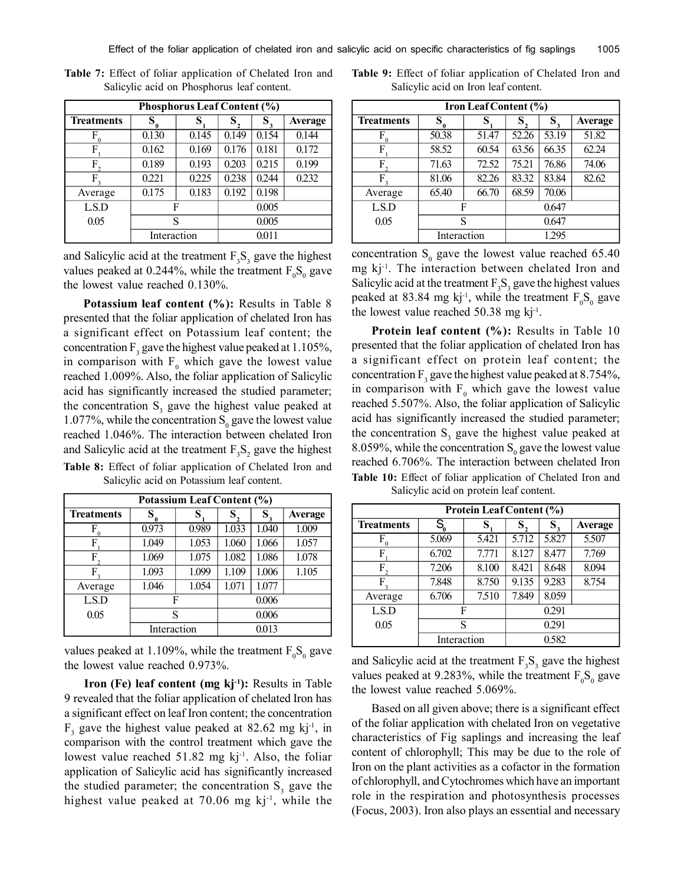**Table 7:** Effect of foliar application of Chelated Iron and Salicylic acid on Phosphorus leaf content.

| Phosphorus Leaf Content (%) | | | | | |
|---|---|---|---|---|---|
| Treatments | $S_0$ | $S_1$ | $S_2$ | $S_3$ | Average |
| $F_0$ | 0.130 | 0.145 | 0.149 | 0.154 | 0.144 |
| $F_1$ | 0.162 | 0.169 | 0.176 | 0.181 | 0.172 |
| $F_2$ | 0.189 | 0.193 | 0.203 | 0.215 | 0.199 |
| $F_3$ | 0.221 | 0.225 | 0.238 | 0.244 | 0.232 |
| Average | 0.175 | 0.183 | 0.192 | 0.198 | |
| L.S.D | F | | 0.005 | | |
| 0.05 | S | | 0.005 | | |
| | Interaction | | 0.011 | | |

and Salicylic acid at the treatment $F_3S_3$ gave the highest values peaked at 0.244%, while the treatment $F_0S_0$ gave the lowest value reached 0.130%.

**Potassium leaf content (%):** Results in Table 8 presented that the foliar application of chelated Iron has a significant effect on Potassium leaf content; the concentration $F_3$ gave the highest value peaked at 1.105%, in comparison with $F_0$ which gave the lowest value reached 1.009%. Also, the foliar application of Salicylic acid has significantly increased the studied parameter; the concentration $S_3$ gave the highest value peaked at 1.077%, while the concentration $S_0$ gave the lowest value reached 1.046%. The interaction between chelated Iron and Salicylic acid at the treatment $F_3S_2$ gave the highest values peaked at 1.109%, while the treatment $F_0S_0$ gave the lowest value reached 0.973%.

**Table 8:** Effect of foliar application of Chelated Iron and Salicylic acid on Potassium leaf content.

| Potassium Leaf Content (%) | | | | | |
|---|---|---|---|---|---|
| Treatments | $S_0$ | $S_1$ | $S_2$ | $S_3$ | Average |
| $F_0$ | 0.973 | 0.989 | 1.033 | 1.040 | 1.009 |
| $F_1$ | 1.049 | 1.053 | 1.060 | 1.066 | 1.057 |
| $F_2$ | 1.069 | 1.075 | 1.082 | 1.086 | 1.078 |
| $F_3$ | 1.093 | 1.099 | 1.109 | 1.006 | 1.105 |
| Average | 1.046 | 1.054 | 1.071 | 1.077 | |
| L.S.D | F | | 0.006 | | |
| 0.05 | S | | 0.006 | | |
| | Interaction | | 0.013 | | |

**Iron (Fe) leaf content (mg kj$^{-1}$):** Results in Table 9 revealed that the foliar application of chelated Iron has a significant effect on leaf Iron content; the concentration $F_3$ gave the highest value peaked at 82.62 mg kj$^{-1}$, in comparison with the control treatment which gave the lowest value reached 51.82 mg kj$^{-1}$. Also, the foliar application of Salicylic acid has significantly increased the studied parameter; the concentration $S_3$ gave the highest value peaked at 70.06 mg kj$^{-1}$, while the concentration $S_0$ gave the lowest value reached 65.40 mg kj$^{-1}$. The interaction between chelated Iron and Salicylic acid at the treatment $F_3S_3$ gave the highest values peaked at 83.84 mg kj$^{-1}$, while the treatment $F_0S_0$ gave the lowest value reached 50.38 mg kj$^{-1}$.

**Table 9:** Effect of foliar application of Chelated Iron and Salicylic acid on Iron leaf content.

| Iron Leaf Content (%) | | | | | |
|---|---|---|---|---|---|
| Treatments | $S_0$ | $S_1$ | $S_2$ | $S_3$ | Average |
| $F_0$ | 50.38 | 51.47 | 52.26 | 53.19 | 51.82 |
| $F_1$ | 58.52 | 60.54 | 63.56 | 66.35 | 62.24 |
| $F_2$ | 71.63 | 72.52 | 75.21 | 76.86 | 74.06 |
| $F_3$ | 81.06 | 82.26 | 83.32 | 83.84 | 82.62 |
| Average | 65.40 | 66.70 | 68.59 | 70.06 | |
| L.S.D | F | | 0.647 | | |
| 0.05 | S | | 0.647 | | |
| | Interaction | | 1.295 | | |

**Protein leaf content (%):** Results in Table 10 presented that the foliar application of chelated Iron has a significant effect on protein leaf content; the concentration $F_3$ gave the highest value peaked at 8.754%, in comparison with $F_0$ which gave the lowest value reached 5.507%. Also, the foliar application of Salicylic acid has significantly increased the studied parameter; the concentration $S_3$ gave the highest value peaked at 8.059%, while the concentration $S_0$ gave the lowest value reached 6.706%. The interaction between chelated Iron and Salicylic acid at the treatment $F_3S_3$ gave the highest values peaked at 9.283%, while the treatment $F_0S_0$ gave the lowest value reached 5.069%.

**Table 10:** Effect of foliar application of Chelated Iron and Salicylic acid on protein leaf content.

| Protein Leaf Content (%) | | | | | |
|---|---|---|---|---|---|
| Treatments | $S_0$ | $S_1$ | $S_2$ | $S_3$ | Average |
| $F_0$ | 5.069 | 5.421 | 5.712 | 5.827 | 5.507 |
| $F_1$ | 6.702 | 7.771 | 8.127 | 8.477 | 7.769 |
| $F_2$ | 7.206 | 8.100 | 8.421 | 8.648 | 8.094 |
| $F_3$ | 7.848 | 8.750 | 9.135 | 9.283 | 8.754 |
| Average | 6.706 | 7.510 | 7.849 | 8.059 | |
| L.S.D | F | | 0.291 | | |
| 0.05 | S | | 0.291 | | |
| | Interaction | | 0.582 | | |

Based on all given above; there is a significant effect of the foliar application with chelated Iron on vegetative characteristics of Fig saplings and increasing the leaf content of chlorophyll; This may be due to the role of Iron on the plant activities as a cofactor in the formation of chlorophyll, and Cytochromes which have an important role in the respiration and photosynthesis processes (Focus, 2003). Iron also plays an essential and necessary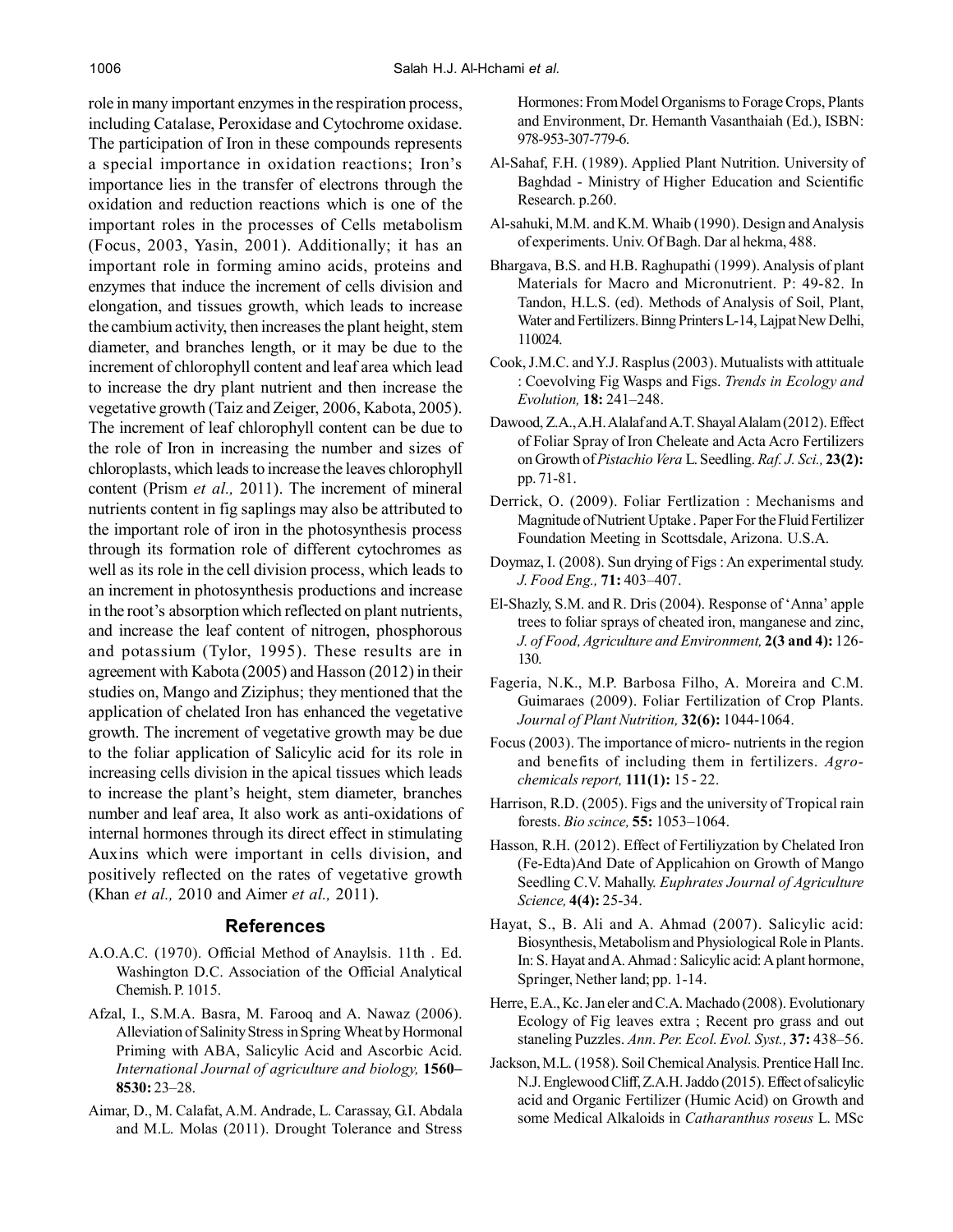role in many important enzymes in the respiration process, including Catalase, Peroxidase and Cytochrome oxidase. The participation of Iron in these compounds represents a special importance in oxidation reactions; Iron's importance lies in the transfer of electrons through the oxidation and reduction reactions which is one of the important roles in the processes of Cells metabolism (Focus, 2003, Yasin, 2001). Additionally; it has an important role in forming amino acids, proteins and enzymes that induce the increment of cells division and elongation, and tissues growth, which leads to increase the cambium activity, then increases the plant height, stem diameter, and branches length, or it may be due to the increment of chlorophyll content and leaf area which lead to increase the dry plant nutrient and then increase the vegetative growth (Taiz and Zeiger, 2006, Kabota, 2005). The increment of leaf chlorophyll content can be due to the role of Iron in increasing the number and sizes of chloroplasts, which leads to increase the leaves chlorophyll content (Prism *et al.,* 2011). The increment of mineral nutrients content in fig saplings may also be attributed to the important role of iron in the photosynthesis process through its formation role of different cytochromes as well as its role in the cell division process, which leads to an increment in photosynthesis productions and increase in the root's absorption which reflected on plant nutrients, and increase the leaf content of nitrogen, phosphorous and potassium (Tylor, 1995). These results are in agreement with Kabota (2005) and Hasson (2012) in their studies on, Mango and Ziziphus; they mentioned that the application of chelated Iron has enhanced the vegetative growth. The increment of vegetative growth may be due to the foliar application of Salicylic acid for its role in increasing cells division in the apical tissues which leads to increase the plant's height, stem diameter, branches number and leaf area, It also work as anti-oxidations of internal hormones through its direct effect in stimulating Auxins which were important in cells division, and positively reflected on the rates of vegetative growth (Khan *et al.,* 2010 and Aimer *et al.,* 2011).

## References

A.O.A.C. (1970). Official Method of Anaylsis. 11th . Ed. Washington D.C. Association of the Official Analytical Chemish. P. 1015.

Afzal, I., S.M.A. Basra, M. Farooq and A. Nawaz (2006). Alleviation of Salinity Stress in Spring Wheat by Hormonal Priming with ABA, Salicylic Acid and Ascorbic Acid. *International Journal of agriculture and biology,* **1560–8530:** 23–28.

Aimar, D., M. Calafat, A.M. Andrade, L. Carassay, G.I. Abdala and M.L. Molas (2011). Drought Tolerance and Stress Hormones: From Model Organisms to Forage Crops, Plants and Environment, Dr. Hemanth Vasanthaiah (Ed.), ISBN: 978-953-307-779-6.

Al-Sahaf, F.H. (1989). Applied Plant Nutrition. University of Baghdad - Ministry of Higher Education and Scientific Research. p.260.

Al-sahuki, M.M. and K.M. Whaib (1990). Design and Analysis of experiments. Univ. Of Bagh. Dar al hekma, 488.

Bhargava, B.S. and H.B. Raghupathi (1999). Analysis of plant Materials for Macro and Micronutrient. P: 49-82. In Tandon, H.L.S. (ed). Methods of Analysis of Soil, Plant, Water and Fertilizers. Binng Printers L-14, Lajpat New Delhi, 110024.

Cook, J.M.C. and Y.J. Rasplus (2003). Mutualists with attituale : Coevolving Fig Wasps and Figs. *Trends in Ecology and Evolution,* **18:** 241–248.

Dawood, Z.A., A.H. Alalaf and A.T. Shayal Alalam (2012). Effect of Foliar Spray of Iron Cheleate and Acta Acro Fertilizers on Growth of *Pistachio Vera* L. Seedling. *Raf. J. Sci.,* **23(2):** pp. 71-81.

Derrick, O. (2009). Foliar Fertlization : Mechanisms and Magnitude of Nutrient Uptake . Paper For the Fluid Fertilizer Foundation Meeting in Scottsdale, Arizona. U.S.A.

Doymaz, I. (2008). Sun drying of Figs : An experimental study. *J. Food Eng.,* **71:** 403–407.

El-Shazly, S.M. and R. Dris (2004). Response of 'Anna' apple trees to foliar sprays of cheated iron, manganese and zinc, *J. of Food, Agriculture and Environment,* **2(3 and 4):** 126-130.

Fageria, N.K., M.P. Barbosa Filho, A. Moreira and C.M. Guimaraes (2009). Foliar Fertilization of Crop Plants. *Journal of Plant Nutrition,* **32(6):** 1044-1064.

Focus (2003). The importance of micro- nutrients in the region and benefits of including them in fertilizers. *Agro-chemicals report,* **111(1):** 15 - 22.

Harrison, R.D. (2005). Figs and the university of Tropical rain forests. *Bio scince,* **55:** 1053–1064.

Hasson, R.H. (2012). Effect of Fertiliyzation by Chelated Iron (Fe-Edta)And Date of Applicahion on Growth of Mango Seedling C.V. Mahally. *Euphrates Journal of Agriculture Science,* **4(4):** 25-34.

Hayat, S., B. Ali and A. Ahmad (2007). Salicylic acid: Biosynthesis, Metabolism and Physiological Role in Plants. In: S. Hayat and A. Ahmad : Salicylic acid: A plant hormone, Springer, Nether land; pp. 1-14.

Herre, E.A., Kc. Jan eler and C.A. Machado (2008). Evolutionary Ecology of Fig leaves extra ; Recent pro grass and out staneling Puzzles. *Ann. Per. Ecol. Evol. Syst.,* **37:** 438–56.

Jackson, M.L. (1958). Soil Chemical Analysis. Prentice Hall Inc. N.J. Englewood Cliff, Z.A.H. Jaddo (2015). Effect of salicylic acid and Organic Fertilizer (Humic Acid) on Growth and some Medical Alkaloids in *Catharanthus roseus* L. MSc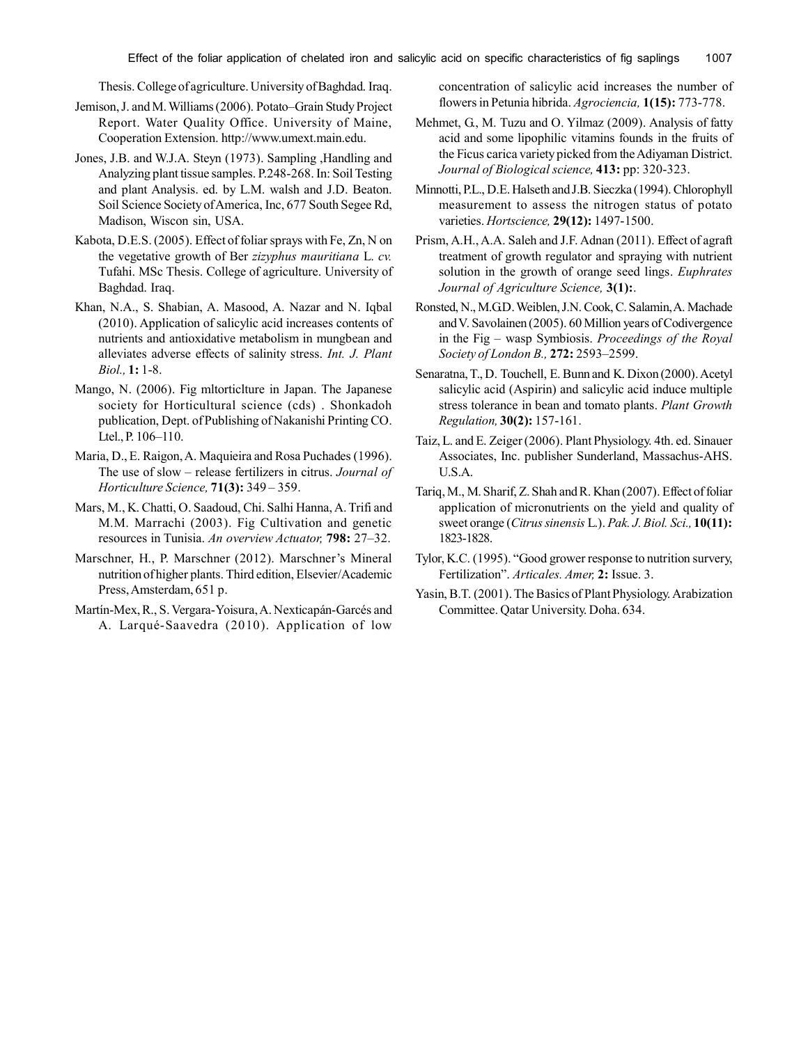Thesis. College of agriculture. University of Baghdad. Iraq.

Jemison, J. and M. Williams (2006). Potato–Grain Study Project Report. Water Quality Office. University of Maine, Cooperation Extension. http://www.umext.main.edu.

Jones, J.B. and W.J.A. Steyn (1973). Sampling ,Handling and Analyzing plant tissue samples. P.248-268. In: Soil Testing and plant Analysis. ed. by L.M. walsh and J.D. Beaton. Soil Science Society of America, Inc, 677 South Segee Rd, Madison, Wiscon sin, USA.

Kabota, D.E.S. (2005). Effect of foliar sprays with Fe, Zn, N on the vegetative growth of Ber *zizyphus mauritiana* L. *cv.* Tufahi. MSc Thesis. College of agriculture. University of Baghdad. Iraq.

Khan, N.A., S. Shabian, A. Masood, A. Nazar and N. Iqbal (2010). Application of salicylic acid increases contents of nutrients and antioxidative metabolism in mungbean and alleviates adverse effects of salinity stress. *Int. J. Plant Biol.,* **1:** 1-8.

Mango, N. (2006). Fig mltorticlture in Japan. The Japanese society for Horticultural science (cds) . Shonkadoh publication, Dept. of Publishing of Nakanishi Printing CO. Ltel., P. 106–110.

Maria, D., E. Raigon, A. Maquieira and Rosa Puchades (1996). The use of slow – release fertilizers in citrus. *Journal of Horticulture Science,* **71(3):** 349 – 359.

Mars, M., K. Chatti, O. Saadoud, Chi. Salhi Hanna, A. Trifi and M.M. Marrachi (2003). Fig Cultivation and genetic resources in Tunisia. *An overview Actuator,* **798:** 27–32.

Marschner, H., P. Marschner (2012). Marschner's Mineral nutrition of higher plants. Third edition, Elsevier/Academic Press, Amsterdam, 651 p.

Martín-Mex, R., S. Vergara-Yoisura, A. Nexticapán-Garcés and A. Larqué-Saavedra (2010). Application of low concentration of salicylic acid increases the number of flowers in Petunia hibrida. *Agrociencia,* **1(15):** 773-778.

Mehmet, G., M. Tuzu and O. Yilmaz (2009). Analysis of fatty acid and some lipophilic vitamins founds in the fruits of the Ficus carica variety picked from the Adiyaman District. *Journal of Biological science,* **413:** pp: 320-323.

Minnotti, P.L., D.E. Halseth and J.B. Sieczka (1994). Chlorophyll measurement to assess the nitrogen status of potato varieties. *Hortscience,* **29(12):** 1497-1500.

Prism, A.H., A.A. Saleh and J.F. Adnan (2011). Effect of agraft treatment of growth regulator and spraying with nutrient solution in the growth of orange seed lings. *Euphrates Journal of Agriculture Science,* **3(1):**.

Ronsted, N., M.G.D. Weiblen, J.N. Cook, C. Salamin, A. Machade and V. Savolainen (2005). 60 Million years of Codivergence in the Fig – wasp Symbiosis. *Proceedings of the Royal Society of London B.,* **272:** 2593–2599.

Senaratna, T., D. Touchell, E. Bunn and K. Dixon (2000). Acetyl salicylic acid (Aspirin) and salicylic acid induce multiple stress tolerance in bean and tomato plants. *Plant Growth Regulation,* **30(2):** 157-161.

Taiz, L. and E. Zeiger (2006). Plant Physiology. 4th. ed. Sinauer Associates, Inc. publisher Sunderland, Massachus-AHS. U.S.A.

Tariq, M., M. Sharif, Z. Shah and R. Khan (2007). Effect of foliar application of micronutrients on the yield and quality of sweet orange (*Citrus sinensis* L.). *Pak. J. Biol. Sci.,* **10(11):** 1823-1828.

Tylor, K.C. (1995). "Good grower response to nutrition survery, Fertilization". *Articales. Amer,* **2:** Issue. 3.

Yasin, B.T. (2001). The Basics of Plant Physiology. Arabization Committee. Qatar University. Doha. 634.